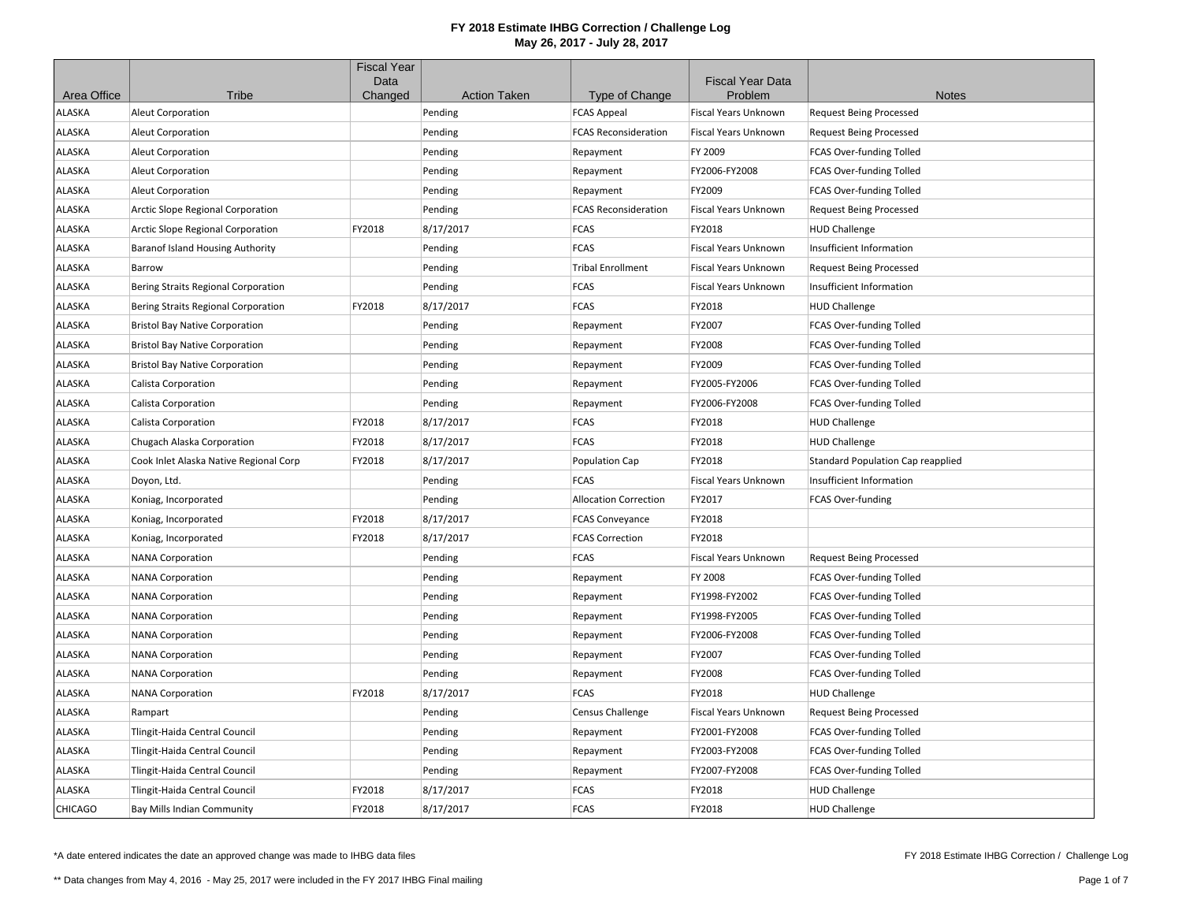# FY 2018 Estimate IHBG Correction / Challenge Log
## May 26, 2017 - July 28, 2017

| Area Office | Tribe | Fiscal Year Data Changed | Action Taken | Type of Change | Fiscal Year Data Problem | Notes |
|---|---|---|---|---|---|---|
| ALASKA | Aleut Corporation | | Pending | FCAS Appeal | Fiscal Years Unknown | Request Being Processed |
| ALASKA | Aleut Corporation | | Pending | FCAS Reconsideration | Fiscal Years Unknown | Request Being Processed |
| ALASKA | Aleut Corporation | | Pending | Repayment | FY 2009 | FCAS Over-funding Tolled |
| ALASKA | Aleut Corporation | | Pending | Repayment | FY2006-FY2008 | FCAS Over-funding Tolled |
| ALASKA | Aleut Corporation | | Pending | Repayment | FY2009 | FCAS Over-funding Tolled |
| ALASKA | Arctic Slope Regional Corporation | | Pending | FCAS Reconsideration | Fiscal Years Unknown | Request Being Processed |
| ALASKA | Arctic Slope Regional Corporation | FY2018 | 8/17/2017 | FCAS | FY2018 | HUD Challenge |
| ALASKA | Baranof Island Housing Authority | | Pending | FCAS | Fiscal Years Unknown | Insufficient Information |
| ALASKA | Barrow | | Pending | Tribal Enrollment | Fiscal Years Unknown | Request Being Processed |
| ALASKA | Bering Straits Regional Corporation | | Pending | FCAS | Fiscal Years Unknown | Insufficient Information |
| ALASKA | Bering Straits Regional Corporation | FY2018 | 8/17/2017 | FCAS | FY2018 | HUD Challenge |
| ALASKA | Bristol Bay Native Corporation | | Pending | Repayment | FY2007 | FCAS Over-funding Tolled |
| ALASKA | Bristol Bay Native Corporation | | Pending | Repayment | FY2008 | FCAS Over-funding Tolled |
| ALASKA | Bristol Bay Native Corporation | | Pending | Repayment | FY2009 | FCAS Over-funding Tolled |
| ALASKA | Calista Corporation | | Pending | Repayment | FY2005-FY2006 | FCAS Over-funding Tolled |
| ALASKA | Calista Corporation | | Pending | Repayment | FY2006-FY2008 | FCAS Over-funding Tolled |
| ALASKA | Calista Corporation | FY2018 | 8/17/2017 | FCAS | FY2018 | HUD Challenge |
| ALASKA | Chugach Alaska Corporation | FY2018 | 8/17/2017 | FCAS | FY2018 | HUD Challenge |
| ALASKA | Cook Inlet Alaska Native Regional Corp | FY2018 | 8/17/2017 | Population Cap | FY2018 | Standard Population Cap reapplied |
| ALASKA | Doyon, Ltd. | | Pending | FCAS | Fiscal Years Unknown | Insufficient Information |
| ALASKA | Koniag, Incorporated | | Pending | Allocation Correction | FY2017 | FCAS Over-funding |
| ALASKA | Koniag, Incorporated | FY2018 | 8/17/2017 | FCAS Conveyance | FY2018 | |
| ALASKA | Koniag, Incorporated | FY2018 | 8/17/2017 | FCAS Correction | FY2018 | |
| ALASKA | NANA Corporation | | Pending | FCAS | Fiscal Years Unknown | Request Being Processed |
| ALASKA | NANA Corporation | | Pending | Repayment | FY 2008 | FCAS Over-funding Tolled |
| ALASKA | NANA Corporation | | Pending | Repayment | FY1998-FY2002 | FCAS Over-funding Tolled |
| ALASKA | NANA Corporation | | Pending | Repayment | FY1998-FY2005 | FCAS Over-funding Tolled |
| ALASKA | NANA Corporation | | Pending | Repayment | FY2006-FY2008 | FCAS Over-funding Tolled |
| ALASKA | NANA Corporation | | Pending | Repayment | FY2007 | FCAS Over-funding Tolled |
| ALASKA | NANA Corporation | | Pending | Repayment | FY2008 | FCAS Over-funding Tolled |
| ALASKA | NANA Corporation | FY2018 | 8/17/2017 | FCAS | FY2018 | HUD Challenge |
| ALASKA | Rampart | | Pending | Census Challenge | Fiscal Years Unknown | Request Being Processed |
| ALASKA | Tlingit-Haida Central Council | | Pending | Repayment | FY2001-FY2008 | FCAS Over-funding Tolled |
| ALASKA | Tlingit-Haida Central Council | | Pending | Repayment | FY2003-FY2008 | FCAS Over-funding Tolled |
| ALASKA | Tlingit-Haida Central Council | | Pending | Repayment | FY2007-FY2008 | FCAS Over-funding Tolled |
| ALASKA | Tlingit-Haida Central Council | FY2018 | 8/17/2017 | FCAS | FY2018 | HUD Challenge |
| CHICAGO | Bay Mills Indian Community | FY2018 | 8/17/2017 | FCAS | FY2018 | HUD Challenge |

*A date entered indicates the date an approved change was made to IHBG data files

** Data changes from May 4, 2016 - May 25, 2017 were included in the FY 2017 IHBG Final mailing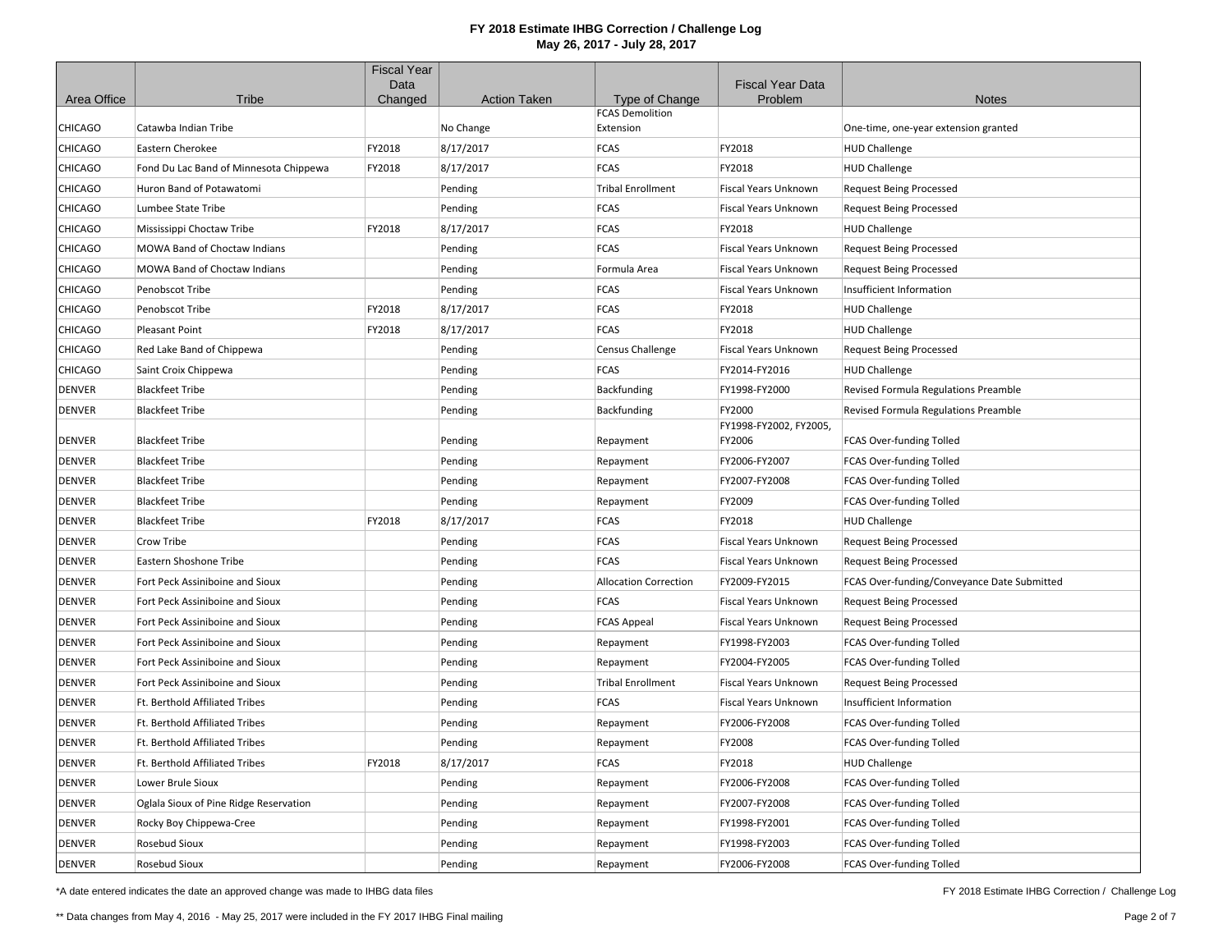# FY 2018 Estimate IHBG Correction / Challenge Log
## May 26, 2017 - July 28, 2017

| Area Office | Tribe | Fiscal Year Data Changed | Action Taken | Type of Change | Fiscal Year Data Problem | Notes |
|---|---|---|---|---|---|---|
| CHICAGO | Catawba Indian Tribe | | No Change | FCAS Demolition Extension | | One-time, one-year extension granted |
| CHICAGO | Eastern Cherokee | FY2018 | 8/17/2017 | FCAS | FY2018 | HUD Challenge |
| CHICAGO | Fond Du Lac Band of Minnesota Chippewa | FY2018 | 8/17/2017 | FCAS | FY2018 | HUD Challenge |
| CHICAGO | Huron Band of Potawatomi | | Pending | Tribal Enrollment | Fiscal Years Unknown | Request Being Processed |
| CHICAGO | Lumbee State Tribe | | Pending | FCAS | Fiscal Years Unknown | Request Being Processed |
| CHICAGO | Mississippi Choctaw Tribe | FY2018 | 8/17/2017 | FCAS | FY2018 | HUD Challenge |
| CHICAGO | MOWA Band of Choctaw Indians | | Pending | FCAS | Fiscal Years Unknown | Request Being Processed |
| CHICAGO | MOWA Band of Choctaw Indians | | Pending | Formula Area | Fiscal Years Unknown | Request Being Processed |
| CHICAGO | Penobscot Tribe | | Pending | FCAS | Fiscal Years Unknown | Insufficient Information |
| CHICAGO | Penobscot Tribe | FY2018 | 8/17/2017 | FCAS | FY2018 | HUD Challenge |
| CHICAGO | Pleasant Point | FY2018 | 8/17/2017 | FCAS | FY2018 | HUD Challenge |
| CHICAGO | Red Lake Band of Chippewa | | Pending | Census Challenge | Fiscal Years Unknown | Request Being Processed |
| CHICAGO | Saint Croix Chippewa | | Pending | FCAS | FY2014-FY2016 | HUD Challenge |
| DENVER | Blackfeet Tribe | | Pending | Backfunding | FY1998-FY2000 | Revised Formula Regulations Preamble |
| DENVER | Blackfeet Tribe | | Pending | Backfunding | FY2000 | Revised Formula Regulations Preamble |
| DENVER | Blackfeet Tribe | | Pending | Repayment | FY1998-FY2002, FY2005, FY2006 | FCAS Over-funding Tolled |
| DENVER | Blackfeet Tribe | | Pending | Repayment | FY2006-FY2007 | FCAS Over-funding Tolled |
| DENVER | Blackfeet Tribe | | Pending | Repayment | FY2007-FY2008 | FCAS Over-funding Tolled |
| DENVER | Blackfeet Tribe | | Pending | Repayment | FY2009 | FCAS Over-funding Tolled |
| DENVER | Blackfeet Tribe | FY2018 | 8/17/2017 | FCAS | FY2018 | HUD Challenge |
| DENVER | Crow Tribe | | Pending | FCAS | Fiscal Years Unknown | Request Being Processed |
| DENVER | Eastern Shoshone Tribe | | Pending | FCAS | Fiscal Years Unknown | Request Being Processed |
| DENVER | Fort Peck Assiniboine and Sioux | | Pending | Allocation Correction | FY2009-FY2015 | FCAS Over-funding/Conveyance Date Submitted |
| DENVER | Fort Peck Assiniboine and Sioux | | Pending | FCAS | Fiscal Years Unknown | Request Being Processed |
| DENVER | Fort Peck Assiniboine and Sioux | | Pending | FCAS Appeal | Fiscal Years Unknown | Request Being Processed |
| DENVER | Fort Peck Assiniboine and Sioux | | Pending | Repayment | FY1998-FY2003 | FCAS Over-funding Tolled |
| DENVER | Fort Peck Assiniboine and Sioux | | Pending | Repayment | FY2004-FY2005 | FCAS Over-funding Tolled |
| DENVER | Fort Peck Assiniboine and Sioux | | Pending | Tribal Enrollment | Fiscal Years Unknown | Request Being Processed |
| DENVER | Ft. Berthold Affiliated Tribes | | Pending | FCAS | Fiscal Years Unknown | Insufficient Information |
| DENVER | Ft. Berthold Affiliated Tribes | | Pending | Repayment | FY2006-FY2008 | FCAS Over-funding Tolled |
| DENVER | Ft. Berthold Affiliated Tribes | | Pending | Repayment | FY2008 | FCAS Over-funding Tolled |
| DENVER | Ft. Berthold Affiliated Tribes | FY2018 | 8/17/2017 | FCAS | FY2018 | HUD Challenge |
| DENVER | Lower Brule Sioux | | Pending | Repayment | FY2006-FY2008 | FCAS Over-funding Tolled |
| DENVER | Oglala Sioux of Pine Ridge Reservation | | Pending | Repayment | FY2007-FY2008 | FCAS Over-funding Tolled |
| DENVER | Rocky Boy Chippewa-Cree | | Pending | Repayment | FY1998-FY2001 | FCAS Over-funding Tolled |
| DENVER | Rosebud Sioux | | Pending | Repayment | FY1998-FY2003 | FCAS Over-funding Tolled |
| DENVER | Rosebud Sioux | | Pending | Repayment | FY2006-FY2008 | FCAS Over-funding Tolled |

*A date entered indicates the date an approved change was made to IHBG data files

** Data changes from May 4, 2016 - May 25, 2017 were included in the FY 2017 IHBG Final mailing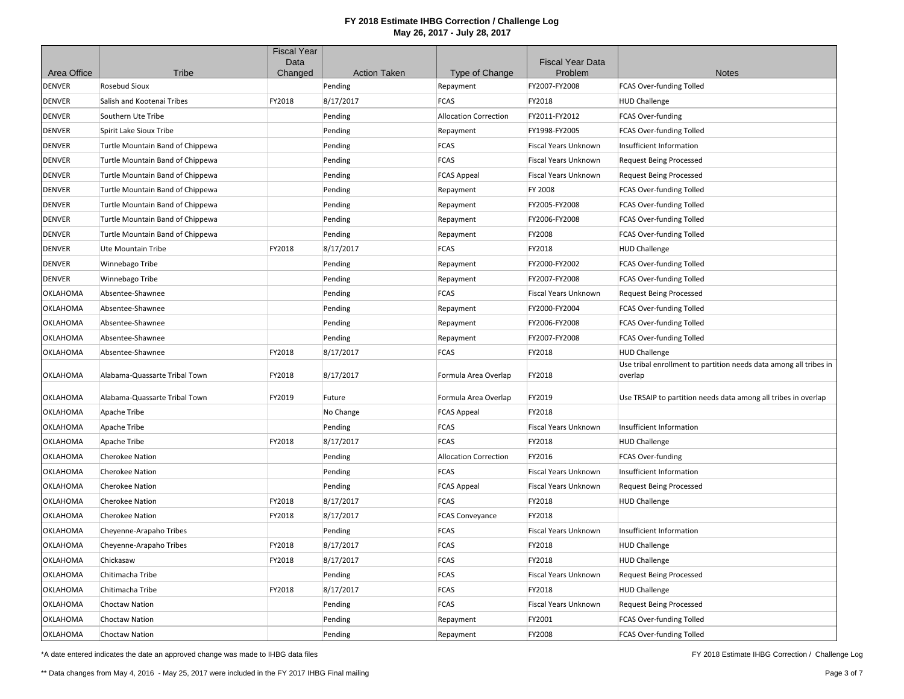# FY 2018 Estimate IHBG Correction / Challenge Log

**May 26, 2017 - July 28, 2017**

| Area Office | Tribe | Fiscal Year Data Changed | Action Taken | Type of Change | Fiscal Year Data Problem | Notes |
|---|---|---|---|---|---|---|
| DENVER | Rosebud Sioux | | Pending | Repayment | FY2007-FY2008 | FCAS Over-funding Tolled |
| DENVER | Salish and Kootenai Tribes | FY2018 | 8/17/2017 | FCAS | FY2018 | HUD Challenge |
| DENVER | Southern Ute Tribe | | Pending | Allocation Correction | FY2011-FY2012 | FCAS Over-funding |
| DENVER | Spirit Lake Sioux Tribe | | Pending | Repayment | FY1998-FY2005 | FCAS Over-funding Tolled |
| DENVER | Turtle Mountain Band of Chippewa | | Pending | FCAS | Fiscal Years Unknown | Insufficient Information |
| DENVER | Turtle Mountain Band of Chippewa | | Pending | FCAS | Fiscal Years Unknown | Request Being Processed |
| DENVER | Turtle Mountain Band of Chippewa | | Pending | FCAS Appeal | Fiscal Years Unknown | Request Being Processed |
| DENVER | Turtle Mountain Band of Chippewa | | Pending | Repayment | FY 2008 | FCAS Over-funding Tolled |
| DENVER | Turtle Mountain Band of Chippewa | | Pending | Repayment | FY2005-FY2008 | FCAS Over-funding Tolled |
| DENVER | Turtle Mountain Band of Chippewa | | Pending | Repayment | FY2006-FY2008 | FCAS Over-funding Tolled |
| DENVER | Turtle Mountain Band of Chippewa | | Pending | Repayment | FY2008 | FCAS Over-funding Tolled |
| DENVER | Ute Mountain Tribe | FY2018 | 8/17/2017 | FCAS | FY2018 | HUD Challenge |
| DENVER | Winnebago Tribe | | Pending | Repayment | FY2000-FY2002 | FCAS Over-funding Tolled |
| DENVER | Winnebago Tribe | | Pending | Repayment | FY2007-FY2008 | FCAS Over-funding Tolled |
| OKLAHOMA | Absentee-Shawnee | | Pending | FCAS | Fiscal Years Unknown | Request Being Processed |
| OKLAHOMA | Absentee-Shawnee | | Pending | Repayment | FY2000-FY2004 | FCAS Over-funding Tolled |
| OKLAHOMA | Absentee-Shawnee | | Pending | Repayment | FY2006-FY2008 | FCAS Over-funding Tolled |
| OKLAHOMA | Absentee-Shawnee | | Pending | Repayment | FY2007-FY2008 | FCAS Over-funding Tolled |
| OKLAHOMA | Absentee-Shawnee | FY2018 | 8/17/2017 | FCAS | FY2018 | HUD Challenge |
| OKLAHOMA | Alabama-Quassarte Tribal Town | FY2018 | 8/17/2017 | Formula Area Overlap | FY2018 | Use tribal enrollment to partition needs data among all tribes in overlap |
| OKLAHOMA | Alabama-Quassarte Tribal Town | FY2019 | Future | Formula Area Overlap | FY2019 | Use TRSAIP to partition needs data among all tribes in overlap |
| OKLAHOMA | Apache Tribe | | No Change | FCAS Appeal | FY2018 | |
| OKLAHOMA | Apache Tribe | | Pending | FCAS | Fiscal Years Unknown | Insufficient Information |
| OKLAHOMA | Apache Tribe | FY2018 | 8/17/2017 | FCAS | FY2018 | HUD Challenge |
| OKLAHOMA | Cherokee Nation | | Pending | Allocation Correction | FY2016 | FCAS Over-funding |
| OKLAHOMA | Cherokee Nation | | Pending | FCAS | Fiscal Years Unknown | Insufficient Information |
| OKLAHOMA | Cherokee Nation | | Pending | FCAS Appeal | Fiscal Years Unknown | Request Being Processed |
| OKLAHOMA | Cherokee Nation | FY2018 | 8/17/2017 | FCAS | FY2018 | HUD Challenge |
| OKLAHOMA | Cherokee Nation | FY2018 | 8/17/2017 | FCAS Conveyance | FY2018 | |
| OKLAHOMA | Cheyenne-Arapaho Tribes | | Pending | FCAS | Fiscal Years Unknown | Insufficient Information |
| OKLAHOMA | Cheyenne-Arapaho Tribes | FY2018 | 8/17/2017 | FCAS | FY2018 | HUD Challenge |
| OKLAHOMA | Chickasaw | FY2018 | 8/17/2017 | FCAS | FY2018 | HUD Challenge |
| OKLAHOMA | Chitimacha Tribe | | Pending | FCAS | Fiscal Years Unknown | Request Being Processed |
| OKLAHOMA | Chitimacha Tribe | FY2018 | 8/17/2017 | FCAS | FY2018 | HUD Challenge |
| OKLAHOMA | Choctaw Nation | | Pending | FCAS | Fiscal Years Unknown | Request Being Processed |
| OKLAHOMA | Choctaw Nation | | Pending | Repayment | FY2001 | FCAS Over-funding Tolled |
| OKLAHOMA | Choctaw Nation | | Pending | Repayment | FY2008 | FCAS Over-funding Tolled |

*A date entered indicates the date an approved change was made to IHBG data files

** Data changes from May 4, 2016 - May 25, 2017 were included in the FY 2017 IHBG Final mailing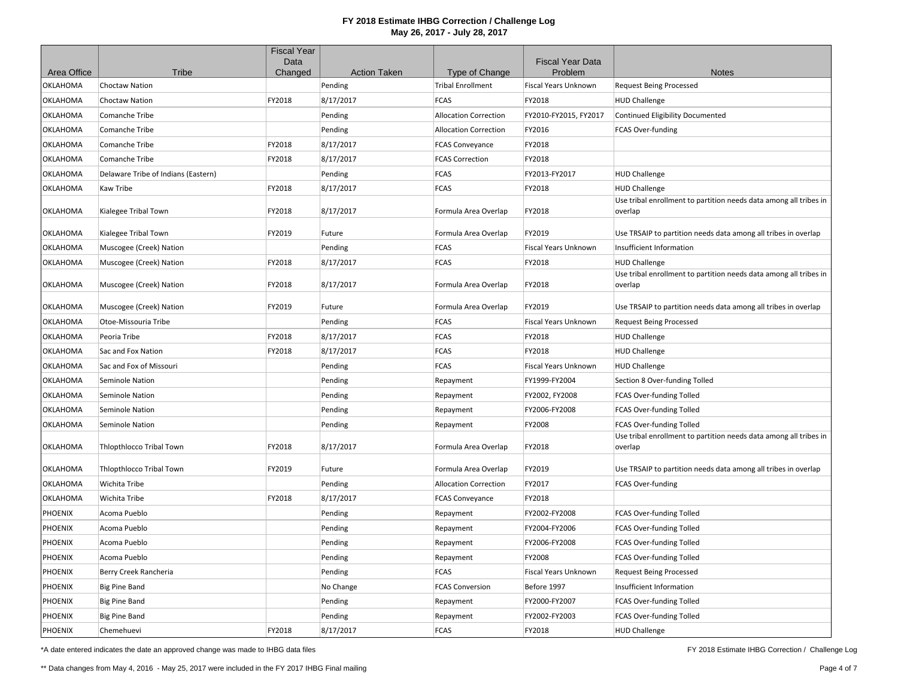# FY 2018 Estimate IHBG Correction / Challenge Log
## May 26, 2017 - July 28, 2017

| Area Office | Tribe | Fiscal Year Data Changed | Action Taken | Type of Change | Fiscal Year Data Problem | Notes |
|---|---|---|---|---|---|---|
| OKLAHOMA | Choctaw Nation | | Pending | Tribal Enrollment | Fiscal Years Unknown | Request Being Processed |
| OKLAHOMA | Choctaw Nation | FY2018 | 8/17/2017 | FCAS | FY2018 | HUD Challenge |
| OKLAHOMA | Comanche Tribe | | Pending | Allocation Correction | FY2010-FY2015, FY2017 | Continued Eligibility Documented |
| OKLAHOMA | Comanche Tribe | | Pending | Allocation Correction | FY2016 | FCAS Over-funding |
| OKLAHOMA | Comanche Tribe | FY2018 | 8/17/2017 | FCAS Conveyance | FY2018 | |
| OKLAHOMA | Comanche Tribe | FY2018 | 8/17/2017 | FCAS Correction | FY2018 | |
| OKLAHOMA | Delaware Tribe of Indians (Eastern) | | Pending | FCAS | FY2013-FY2017 | HUD Challenge |
| OKLAHOMA | Kaw Tribe | FY2018 | 8/17/2017 | FCAS | FY2018 | HUD Challenge |
| OKLAHOMA | Kialegee Tribal Town | FY2018 | 8/17/2017 | Formula Area Overlap | FY2018 | Use tribal enrollment to partition needs data among all tribes in overlap |
| OKLAHOMA | Kialegee Tribal Town | FY2019 | Future | Formula Area Overlap | FY2019 | Use TRSAIP to partition needs data among all tribes in overlap |
| OKLAHOMA | Muscogee (Creek) Nation | | Pending | FCAS | Fiscal Years Unknown | Insufficient Information |
| OKLAHOMA | Muscogee (Creek) Nation | FY2018 | 8/17/2017 | FCAS | FY2018 | HUD Challenge |
| OKLAHOMA | Muscogee (Creek) Nation | FY2018 | 8/17/2017 | Formula Area Overlap | FY2018 | Use tribal enrollment to partition needs data among all tribes in overlap |
| OKLAHOMA | Muscogee (Creek) Nation | FY2019 | Future | Formula Area Overlap | FY2019 | Use TRSAIP to partition needs data among all tribes in overlap |
| OKLAHOMA | Otoe-Missouria Tribe | | Pending | FCAS | Fiscal Years Unknown | Request Being Processed |
| OKLAHOMA | Peoria Tribe | FY2018 | 8/17/2017 | FCAS | FY2018 | HUD Challenge |
| OKLAHOMA | Sac and Fox Nation | FY2018 | 8/17/2017 | FCAS | FY2018 | HUD Challenge |
| OKLAHOMA | Sac and Fox of Missouri | | Pending | FCAS | Fiscal Years Unknown | HUD Challenge |
| OKLAHOMA | Seminole Nation | | Pending | Repayment | FY1999-FY2004 | Section 8 Over-funding Tolled |
| OKLAHOMA | Seminole Nation | | Pending | Repayment | FY2002, FY2008 | FCAS Over-funding Tolled |
| OKLAHOMA | Seminole Nation | | Pending | Repayment | FY2006-FY2008 | FCAS Over-funding Tolled |
| OKLAHOMA | Seminole Nation | | Pending | Repayment | FY2008 | FCAS Over-funding Tolled |
| OKLAHOMA | Thlopthlocco Tribal Town | FY2018 | 8/17/2017 | Formula Area Overlap | FY2018 | Use tribal enrollment to partition needs data among all tribes in overlap |
| OKLAHOMA | Thlopthlocco Tribal Town | FY2019 | Future | Formula Area Overlap | FY2019 | Use TRSAIP to partition needs data among all tribes in overlap |
| OKLAHOMA | Wichita Tribe | | Pending | Allocation Correction | FY2017 | FCAS Over-funding |
| OKLAHOMA | Wichita Tribe | FY2018 | 8/17/2017 | FCAS Conveyance | FY2018 | |
| PHOENIX | Acoma Pueblo | | Pending | Repayment | FY2002-FY2008 | FCAS Over-funding Tolled |
| PHOENIX | Acoma Pueblo | | Pending | Repayment | FY2004-FY2006 | FCAS Over-funding Tolled |
| PHOENIX | Acoma Pueblo | | Pending | Repayment | FY2006-FY2008 | FCAS Over-funding Tolled |
| PHOENIX | Acoma Pueblo | | Pending | Repayment | FY2008 | FCAS Over-funding Tolled |
| PHOENIX | Berry Creek Rancheria | | Pending | FCAS | Fiscal Years Unknown | Request Being Processed |
| PHOENIX | Big Pine Band | | No Change | FCAS Conversion | Before 1997 | Insufficient Information |
| PHOENIX | Big Pine Band | | Pending | Repayment | FY2000-FY2007 | FCAS Over-funding Tolled |
| PHOENIX | Big Pine Band | | Pending | Repayment | FY2002-FY2003 | FCAS Over-funding Tolled |
| PHOENIX | Chemehuevi | FY2018 | 8/17/2017 | FCAS | FY2018 | HUD Challenge |

*A date entered indicates the date an approved change was made to IHBG data files

** Data changes from May 4, 2016 - May 25, 2017 were included in the FY 2017 IHBG Final mailing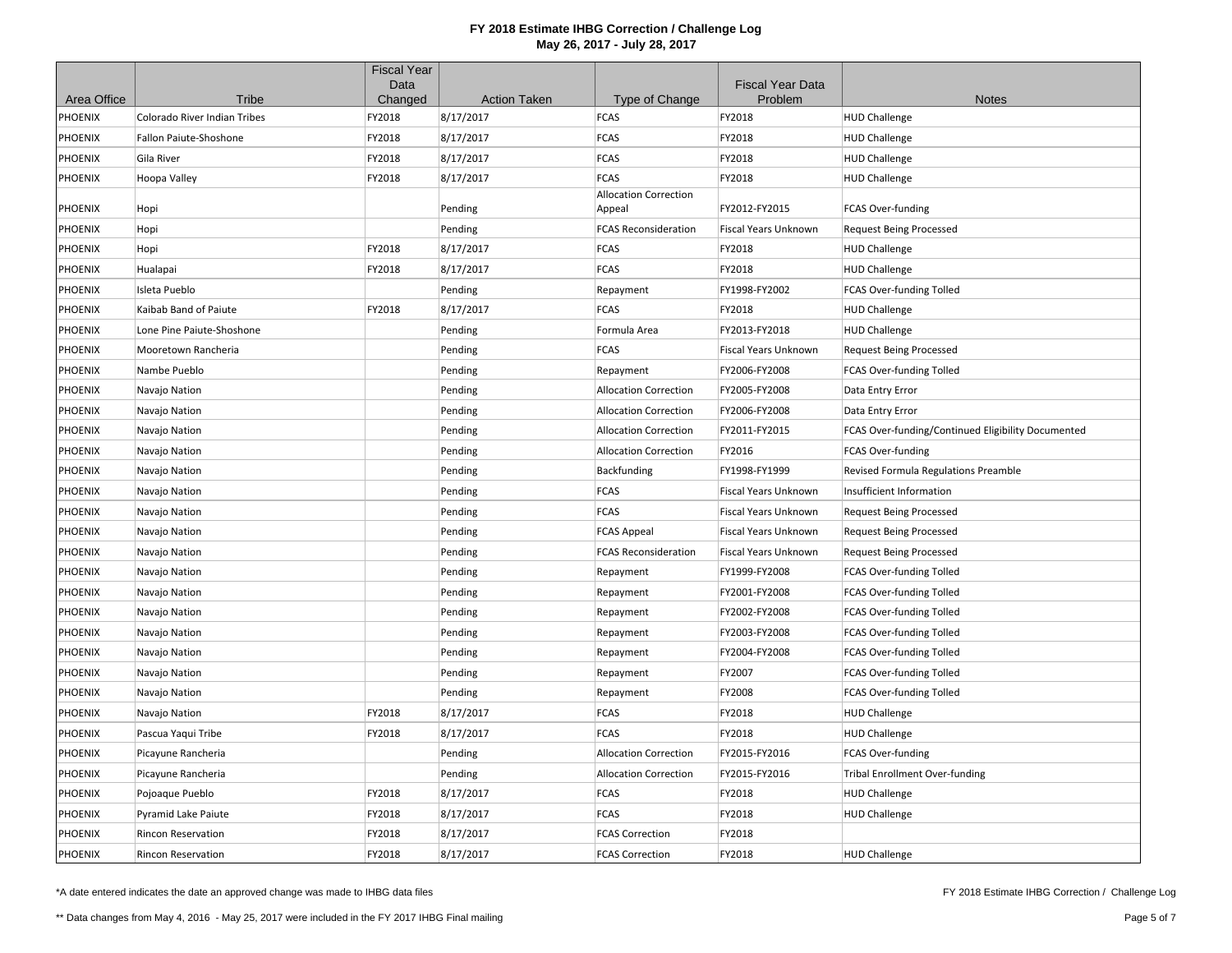# FY 2018 Estimate IHBG Correction / Challenge Log

**May 26, 2017 - July 28, 2017**

| Area Office | Tribe | Fiscal Year Data Changed | Action Taken | Type of Change | Fiscal Year Data Problem | Notes |
|---|---|---|---|---|---|---|
| PHOENIX | Colorado River Indian Tribes | FY2018 | 8/17/2017 | FCAS | FY2018 | HUD Challenge |
| PHOENIX | Fallon Paiute-Shoshone | FY2018 | 8/17/2017 | FCAS | FY2018 | HUD Challenge |
| PHOENIX | Gila River | FY2018 | 8/17/2017 | FCAS | FY2018 | HUD Challenge |
| PHOENIX | Hoopa Valley | FY2018 | 8/17/2017 | FCAS | FY2018 | HUD Challenge |
| PHOENIX | Hopi | | Pending | Allocation Correction Appeal | FY2012-FY2015 | FCAS Over-funding |
| PHOENIX | Hopi | | Pending | FCAS Reconsideration | Fiscal Years Unknown | Request Being Processed |
| PHOENIX | Hopi | FY2018 | 8/17/2017 | FCAS | FY2018 | HUD Challenge |
| PHOENIX | Hualapai | FY2018 | 8/17/2017 | FCAS | FY2018 | HUD Challenge |
| PHOENIX | Isleta Pueblo | | Pending | Repayment | FY1998-FY2002 | FCAS Over-funding Tolled |
| PHOENIX | Kaibab Band of Paiute | FY2018 | 8/17/2017 | FCAS | FY2018 | HUD Challenge |
| PHOENIX | Lone Pine Paiute-Shoshone | | Pending | Formula Area | FY2013-FY2018 | HUD Challenge |
| PHOENIX | Mooretown Rancheria | | Pending | FCAS | Fiscal Years Unknown | Request Being Processed |
| PHOENIX | Nambe Pueblo | | Pending | Repayment | FY2006-FY2008 | FCAS Over-funding Tolled |
| PHOENIX | Navajo Nation | | Pending | Allocation Correction | FY2005-FY2008 | Data Entry Error |
| PHOENIX | Navajo Nation | | Pending | Allocation Correction | FY2006-FY2008 | Data Entry Error |
| PHOENIX | Navajo Nation | | Pending | Allocation Correction | FY2011-FY2015 | FCAS Over-funding/Continued Eligibility Documented |
| PHOENIX | Navajo Nation | | Pending | Allocation Correction | FY2016 | FCAS Over-funding |
| PHOENIX | Navajo Nation | | Pending | Backfunding | FY1998-FY1999 | Revised Formula Regulations Preamble |
| PHOENIX | Navajo Nation | | Pending | FCAS | Fiscal Years Unknown | Insufficient Information |
| PHOENIX | Navajo Nation | | Pending | FCAS | Fiscal Years Unknown | Request Being Processed |
| PHOENIX | Navajo Nation | | Pending | FCAS Appeal | Fiscal Years Unknown | Request Being Processed |
| PHOENIX | Navajo Nation | | Pending | FCAS Reconsideration | Fiscal Years Unknown | Request Being Processed |
| PHOENIX | Navajo Nation | | Pending | Repayment | FY1999-FY2008 | FCAS Over-funding Tolled |
| PHOENIX | Navajo Nation | | Pending | Repayment | FY2001-FY2008 | FCAS Over-funding Tolled |
| PHOENIX | Navajo Nation | | Pending | Repayment | FY2002-FY2008 | FCAS Over-funding Tolled |
| PHOENIX | Navajo Nation | | Pending | Repayment | FY2003-FY2008 | FCAS Over-funding Tolled |
| PHOENIX | Navajo Nation | | Pending | Repayment | FY2004-FY2008 | FCAS Over-funding Tolled |
| PHOENIX | Navajo Nation | | Pending | Repayment | FY2007 | FCAS Over-funding Tolled |
| PHOENIX | Navajo Nation | | Pending | Repayment | FY2008 | FCAS Over-funding Tolled |
| PHOENIX | Navajo Nation | FY2018 | 8/17/2017 | FCAS | FY2018 | HUD Challenge |
| PHOENIX | Pascua Yaqui Tribe | FY2018 | 8/17/2017 | FCAS | FY2018 | HUD Challenge |
| PHOENIX | Picayune Rancheria | | Pending | Allocation Correction | FY2015-FY2016 | FCAS Over-funding |
| PHOENIX | Picayune Rancheria | | Pending | Allocation Correction | FY2015-FY2016 | Tribal Enrollment Over-funding |
| PHOENIX | Pojoaque Pueblo | FY2018 | 8/17/2017 | FCAS | FY2018 | HUD Challenge |
| PHOENIX | Pyramid Lake Paiute | FY2018 | 8/17/2017 | FCAS | FY2018 | HUD Challenge |
| PHOENIX | Rincon Reservation | FY2018 | 8/17/2017 | FCAS Correction | FY2018 | |
| PHOENIX | Rincon Reservation | FY2018 | 8/17/2017 | FCAS Correction | FY2018 | HUD Challenge |

\*A date entered indicates the date an approved change was made to IHBG data files

\*\* Data changes from May 4, 2016 - May 25, 2017 were included in the FY 2017 IHBG Final mailing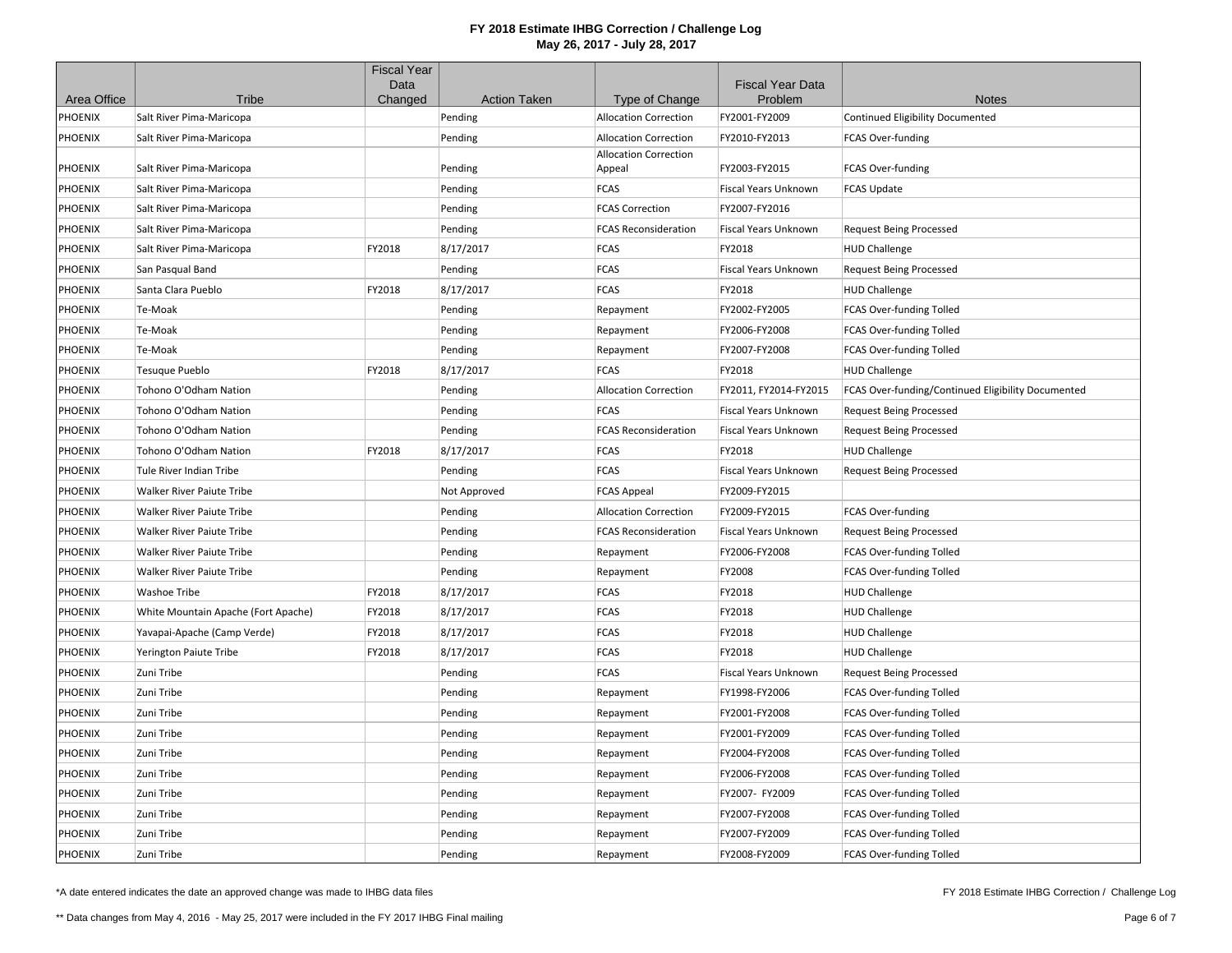# FY 2018 Estimate IHBG Correction / Challenge Log

## May 26, 2017 - July 28, 2017

| Area Office | Tribe | Fiscal Year Data Changed | Action Taken | Type of Change | Fiscal Year Data Problem | Notes |
|---|---|---|---|---|---|---|
| PHOENIX | Salt River Pima-Maricopa | | Pending | Allocation Correction | FY2001-FY2009 | Continued Eligibility Documented |
| PHOENIX | Salt River Pima-Maricopa | | Pending | Allocation Correction | FY2010-FY2013 | FCAS Over-funding |
| PHOENIX | Salt River Pima-Maricopa | | Pending | Allocation Correction Appeal | FY2003-FY2015 | FCAS Over-funding |
| PHOENIX | Salt River Pima-Maricopa | | Pending | FCAS | Fiscal Years Unknown | FCAS Update |
| PHOENIX | Salt River Pima-Maricopa | | Pending | FCAS Correction | FY2007-FY2016 | |
| PHOENIX | Salt River Pima-Maricopa | | Pending | FCAS Reconsideration | Fiscal Years Unknown | Request Being Processed |
| PHOENIX | Salt River Pima-Maricopa | FY2018 | 8/17/2017 | FCAS | FY2018 | HUD Challenge |
| PHOENIX | San Pasqual Band | | Pending | FCAS | Fiscal Years Unknown | Request Being Processed |
| PHOENIX | Santa Clara Pueblo | FY2018 | 8/17/2017 | FCAS | FY2018 | HUD Challenge |
| PHOENIX | Te-Moak | | Pending | Repayment | FY2002-FY2005 | FCAS Over-funding Tolled |
| PHOENIX | Te-Moak | | Pending | Repayment | FY2006-FY2008 | FCAS Over-funding Tolled |
| PHOENIX | Te-Moak | | Pending | Repayment | FY2007-FY2008 | FCAS Over-funding Tolled |
| PHOENIX | Tesuque Pueblo | FY2018 | 8/17/2017 | FCAS | FY2018 | HUD Challenge |
| PHOENIX | Tohono O'Odham Nation | | Pending | Allocation Correction | FY2011, FY2014-FY2015 | FCAS Over-funding/Continued Eligibility Documented |
| PHOENIX | Tohono O'Odham Nation | | Pending | FCAS | Fiscal Years Unknown | Request Being Processed |
| PHOENIX | Tohono O'Odham Nation | | Pending | FCAS Reconsideration | Fiscal Years Unknown | Request Being Processed |
| PHOENIX | Tohono O'Odham Nation | FY2018 | 8/17/2017 | FCAS | FY2018 | HUD Challenge |
| PHOENIX | Tule River Indian Tribe | | Pending | FCAS | Fiscal Years Unknown | Request Being Processed |
| PHOENIX | Walker River Paiute Tribe | | Not Approved | FCAS Appeal | FY2009-FY2015 | |
| PHOENIX | Walker River Paiute Tribe | | Pending | Allocation Correction | FY2009-FY2015 | FCAS Over-funding |
| PHOENIX | Walker River Paiute Tribe | | Pending | FCAS Reconsideration | Fiscal Years Unknown | Request Being Processed |
| PHOENIX | Walker River Paiute Tribe | | Pending | Repayment | FY2006-FY2008 | FCAS Over-funding Tolled |
| PHOENIX | Walker River Paiute Tribe | | Pending | Repayment | FY2008 | FCAS Over-funding Tolled |
| PHOENIX | Washoe Tribe | FY2018 | 8/17/2017 | FCAS | FY2018 | HUD Challenge |
| PHOENIX | White Mountain Apache (Fort Apache) | FY2018 | 8/17/2017 | FCAS | FY2018 | HUD Challenge |
| PHOENIX | Yavapai-Apache (Camp Verde) | FY2018 | 8/17/2017 | FCAS | FY2018 | HUD Challenge |
| PHOENIX | Yerington Paiute Tribe | FY2018 | 8/17/2017 | FCAS | FY2018 | HUD Challenge |
| PHOENIX | Zuni Tribe | | Pending | FCAS | Fiscal Years Unknown | Request Being Processed |
| PHOENIX | Zuni Tribe | | Pending | Repayment | FY1998-FY2006 | FCAS Over-funding Tolled |
| PHOENIX | Zuni Tribe | | Pending | Repayment | FY2001-FY2008 | FCAS Over-funding Tolled |
| PHOENIX | Zuni Tribe | | Pending | Repayment | FY2001-FY2009 | FCAS Over-funding Tolled |
| PHOENIX | Zuni Tribe | | Pending | Repayment | FY2004-FY2008 | FCAS Over-funding Tolled |
| PHOENIX | Zuni Tribe | | Pending | Repayment | FY2006-FY2008 | FCAS Over-funding Tolled |
| PHOENIX | Zuni Tribe | | Pending | Repayment | FY2007- FY2009 | FCAS Over-funding Tolled |
| PHOENIX | Zuni Tribe | | Pending | Repayment | FY2007-FY2008 | FCAS Over-funding Tolled |
| PHOENIX | Zuni Tribe | | Pending | Repayment | FY2007-FY2009 | FCAS Over-funding Tolled |
| PHOENIX | Zuni Tribe | | Pending | Repayment | FY2008-FY2009 | FCAS Over-funding Tolled |

*A date entered indicates the date an approved change was made to IHBG data files

** Data changes from May 4, 2016 - May 25, 2017 were included in the FY 2017 IHBG Final mailing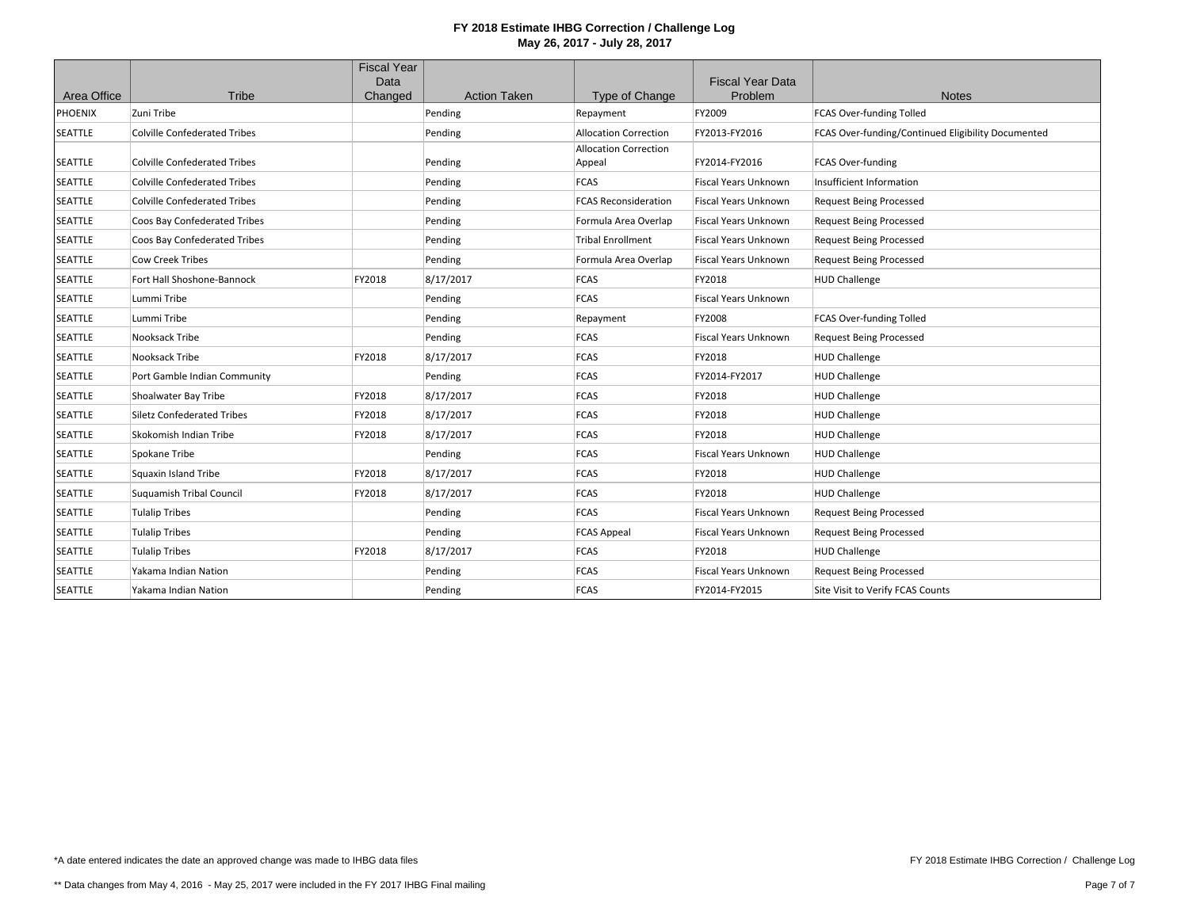# FY 2018 Estimate IHBG Correction / Challenge Log
## May 26, 2017 - July 28, 2017

| Area Office | Tribe | Fiscal Year Data Changed | Action Taken | Type of Change | Fiscal Year Data Problem | Notes |
|---|---|---|---|---|---|---|
| PHOENIX | Zuni Tribe | | Pending | Repayment | FY2009 | FCAS Over-funding Tolled |
| SEATTLE | Colville Confederated Tribes | | Pending | Allocation Correction | FY2013-FY2016 | FCAS Over-funding/Continued Eligibility Documented |
| SEATTLE | Colville Confederated Tribes | | Pending | Allocation Correction Appeal | FY2014-FY2016 | FCAS Over-funding |
| SEATTLE | Colville Confederated Tribes | | Pending | FCAS | Fiscal Years Unknown | Insufficient Information |
| SEATTLE | Colville Confederated Tribes | | Pending | FCAS Reconsideration | Fiscal Years Unknown | Request Being Processed |
| SEATTLE | Coos Bay Confederated Tribes | | Pending | Formula Area Overlap | Fiscal Years Unknown | Request Being Processed |
| SEATTLE | Coos Bay Confederated Tribes | | Pending | Tribal Enrollment | Fiscal Years Unknown | Request Being Processed |
| SEATTLE | Cow Creek Tribes | | Pending | Formula Area Overlap | Fiscal Years Unknown | Request Being Processed |
| SEATTLE | Fort Hall Shoshone-Bannock | FY2018 | 8/17/2017 | FCAS | FY2018 | HUD Challenge |
| SEATTLE | Lummi Tribe | | Pending | FCAS | Fiscal Years Unknown | |
| SEATTLE | Lummi Tribe | | Pending | Repayment | FY2008 | FCAS Over-funding Tolled |
| SEATTLE | Nooksack Tribe | | Pending | FCAS | Fiscal Years Unknown | Request Being Processed |
| SEATTLE | Nooksack Tribe | FY2018 | 8/17/2017 | FCAS | FY2018 | HUD Challenge |
| SEATTLE | Port Gamble Indian Community | | Pending | FCAS | FY2014-FY2017 | HUD Challenge |
| SEATTLE | Shoalwater Bay Tribe | FY2018 | 8/17/2017 | FCAS | FY2018 | HUD Challenge |
| SEATTLE | Siletz Confederated Tribes | FY2018 | 8/17/2017 | FCAS | FY2018 | HUD Challenge |
| SEATTLE | Skokomish Indian Tribe | FY2018 | 8/17/2017 | FCAS | FY2018 | HUD Challenge |
| SEATTLE | Spokane Tribe | | Pending | FCAS | Fiscal Years Unknown | HUD Challenge |
| SEATTLE | Squaxin Island Tribe | FY2018 | 8/17/2017 | FCAS | FY2018 | HUD Challenge |
| SEATTLE | Suquamish Tribal Council | FY2018 | 8/17/2017 | FCAS | FY2018 | HUD Challenge |
| SEATTLE | Tulalip Tribes | | Pending | FCAS | Fiscal Years Unknown | Request Being Processed |
| SEATTLE | Tulalip Tribes | | Pending | FCAS Appeal | Fiscal Years Unknown | Request Being Processed |
| SEATTLE | Tulalip Tribes | FY2018 | 8/17/2017 | FCAS | FY2018 | HUD Challenge |
| SEATTLE | Yakama Indian Nation | | Pending | FCAS | Fiscal Years Unknown | Request Being Processed |
| SEATTLE | Yakama Indian Nation | | Pending | FCAS | FY2014-FY2015 | Site Visit to Verify FCAS Counts |

*A date entered indicates the date an approved change was made to IHBG data files

** Data changes from May 4, 2016 - May 25, 2017 were included in the FY 2017 IHBG Final mailing